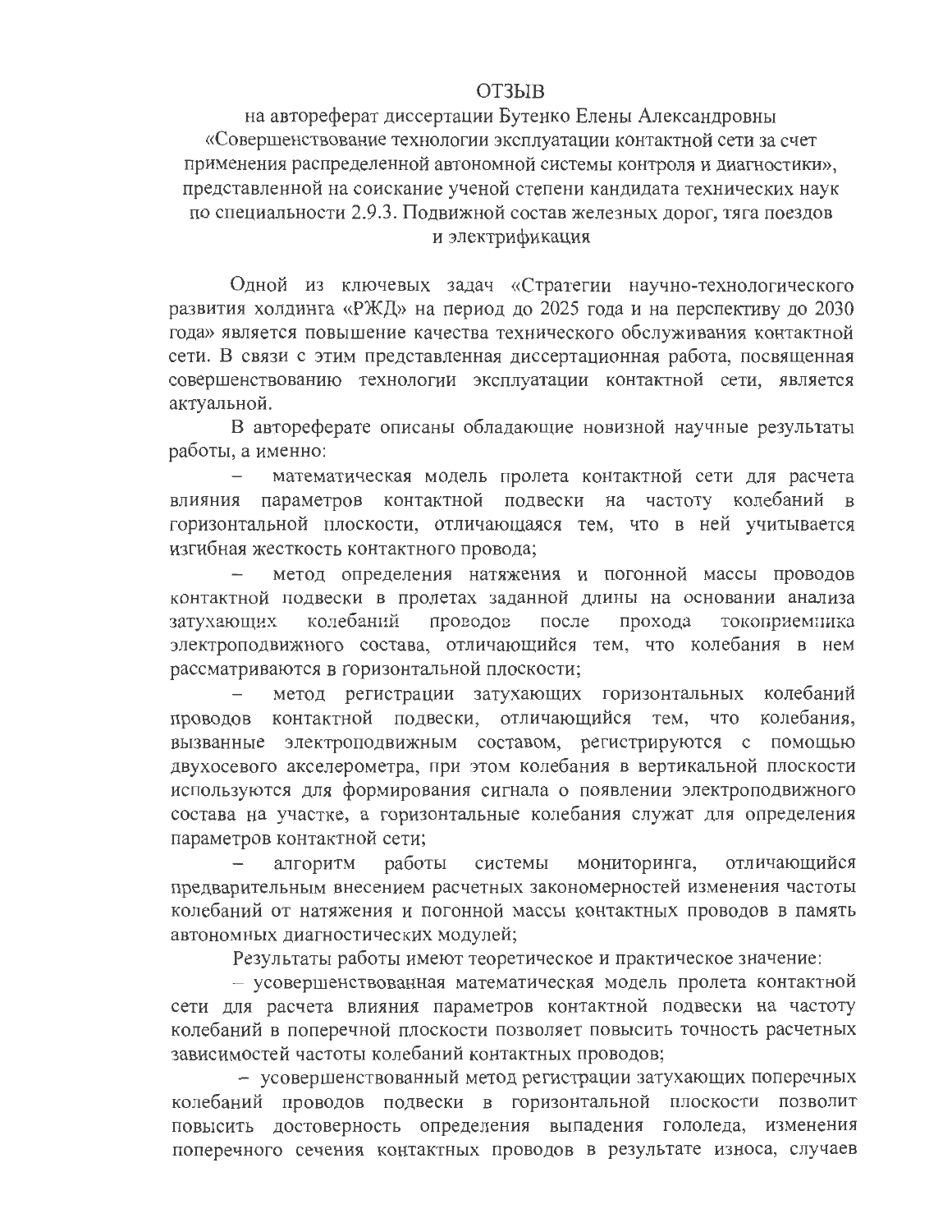# ОТЗЫВ

на автореферат диссертации Бутенко Елены Александровны «Совершенствование технологии эксплуатации контактной сети за счет применения распределенной автономной системы контроля и диагностики», представленной на соискание ученой степени кандидата технических наук по специальности 2.9.3. Подвижной состав железных дорог, тяга поездов и электрификация

Одной из ключевых задач «Стратегии научно-технологического развития холдинга «РЖД» на период до 2025 года и на перспективу до 2030 года» является повышение качества технического обслуживания контактной сети. В связи с этим представленная диссертационная работа, посвященная совершенствованию технологии эксплуатации контактной сети, является актуальной.

В автореферате описаны обладающие новизной научные результаты работы, а именно:

– математическая модель пролета контактной сети для расчета влияния параметров контактной подвески на частоту колебаний в горизонтальной плоскости, отличающаяся тем, что в ней учитывается изгибная жесткость контактного провода;

– метод определения натяжения и погонной массы проводов контактной подвески в пролетах заданной длины на основании анализа затухающих колебаний проводов после прохода токоприемника электроподвижного состава, отличающийся тем, что колебания в нем рассматриваются в горизонтальной плоскости;

– метод регистрации затухающих горизонтальных колебаний проводов контактной подвески, отличающийся тем, что колебания, вызванные электроподвижным составом, регистрируются с помощью двухосевого акселерометра, при этом колебания в вертикальной плоскости используются для формирования сигнала о появлении электроподвижного состава на участке, а горизонтальные колебания служат для определения параметров контактной сети;

– алгоритм работы системы мониторинга, отличающийся предварительным внесением расчетных закономерностей изменения частоты колебаний от натяжения и погонной массы контактных проводов в память автономных диагностических модулей;

Результаты работы имеют теоретическое и практическое значение:

– усовершенствованная математическая модель пролета контактной сети для расчета влияния параметров контактной подвески на частоту колебаний в поперечной плоскости позволяет повысить точность расчетных зависимостей частоты колебаний контактных проводов;

– усовершенствованный метод регистрации затухающих поперечных колебаний проводов подвески в горизонтальной плоскости позволит повысить достоверность определения выпадения гололеда, изменения поперечного сечения контактных проводов в результате износа, случаев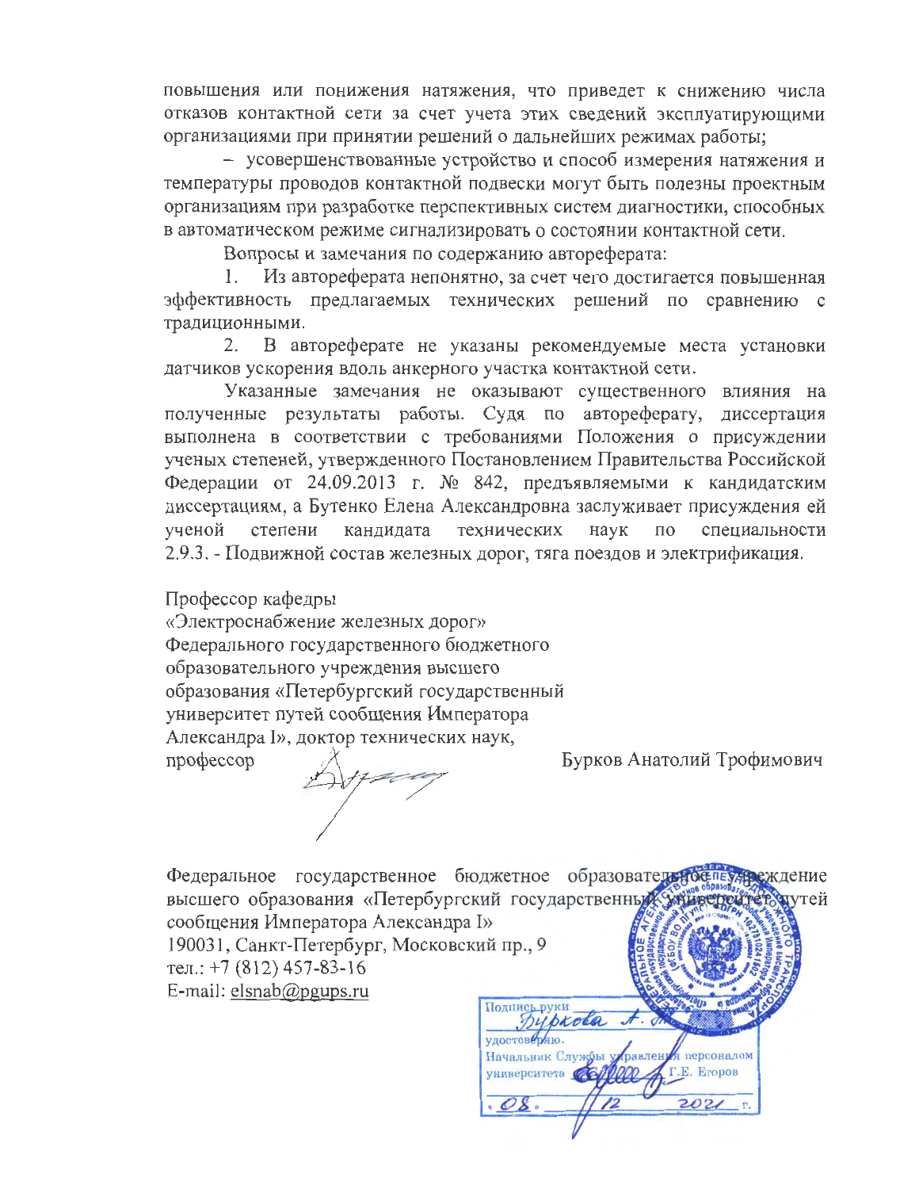повышения или понижения натяжения, что приведет к снижению числа отказов контактной сети за счет учета этих сведений эксплуатирующими организациями при принятии решений о дальнейших режимах работы;

– усовершенствованные устройство и способ измерения натяжения и температуры проводов контактной подвески могут быть полезны проектным организациям при разработке перспективных систем диагностики, способных в автоматическом режиме сигнализировать о состоянии контактной сети.

Вопросы и замечания по содержанию автореферата:

1. Из автореферата непонятно, за счет чего достигается повышенная эффективность предлагаемых технических решений по сравнению с традиционными.
2. В автореферате не указаны рекомендуемые места установки датчиков ускорения вдоль анкерного участка контактной сети.

Указанные замечания не оказывают существенного влияния на полученные результаты работы. Судя по автореферату, диссертация выполнена в соответствии с требованиями Положения о присуждении ученых степеней, утвержденного Постановлением Правительства Российской Федерации от 24.09.2013 г. № 842, предъявляемыми к кандидатским диссертациям, а Бутенко Елена Александровна заслуживает присуждения ей ученой степени кандидата технических наук по специальности 2.9.3. - Подвижной состав железных дорог, тяга поездов и электрификация.

Профессор кафедры
«Электроснабжение железных дорог»
Федерального государственного бюджетного
образовательного учреждения высшего
образования «Петербургский государственный
университет путей сообщения Императора
Александра I», доктор технических наук,
профессор

Бурков Анатолий Трофимович

Федеральное государственное бюджетное образовательное учреждение высшего образования «Петербургский государственный университет путей сообщения Императора Александра I»
190031, Санкт-Петербург, Московский пр., 9
тел.: +7 (812) 457-83-16
E-mail: elsnab@pgups.ru

Подпись руки Буркова А. Т.
удостоверяю.
Начальник Службы управления персоналом
университета Г.Е. Егоров
«08» 12 2021 г.